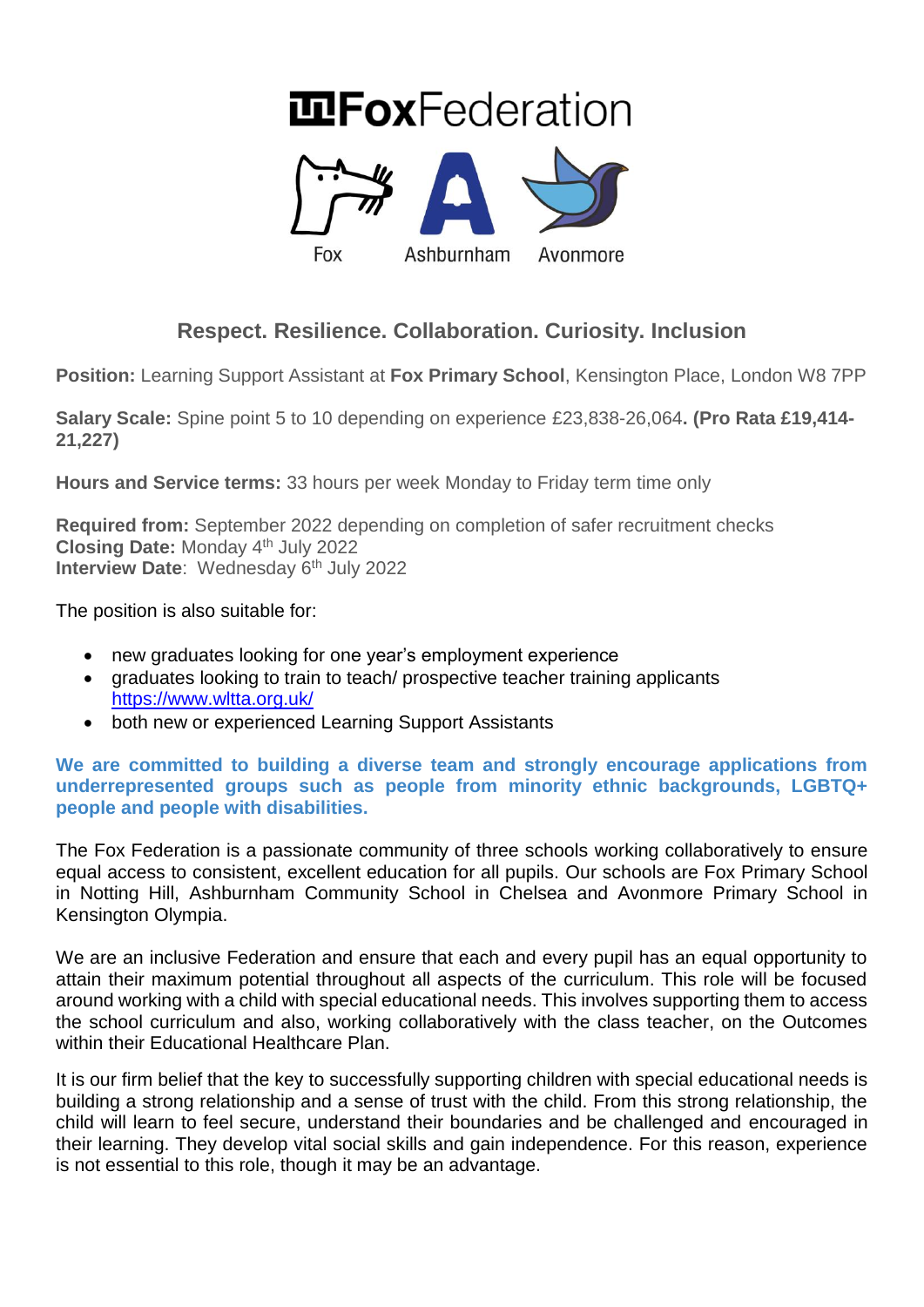# FoxFederation

Fox Ashburnham Avonmore

## Respect. Resilience. Collaboration. Curiosity. Inclusion

**Position:** Learning Support Assistant at **Fox Primary School**, Kensington Place, London W8 7PP

**Salary Scale:** Spine point 5 to 10 depending on experience £23,838-26,064**. (Pro Rata £19,414-21,227)**

**Hours and Service terms:** 33 hours per week Monday to Friday term time only

**Required from:** September 2022 depending on completion of safer recruitment checks
**Closing Date:** Monday 4th July 2022
**Interview Date**: Wednesday 6th July 2022

The position is also suitable for:

- new graduates looking for one year's employment experience
- graduates looking to train to teach/ prospective teacher training applicants https://www.wltta.org.uk/
- both new or experienced Learning Support Assistants

**We are committed to building a diverse team and strongly encourage applications from underrepresented groups such as people from minority ethnic backgrounds, LGBTQ+ people and people with disabilities.**

The Fox Federation is a passionate community of three schools working collaboratively to ensure equal access to consistent, excellent education for all pupils. Our schools are Fox Primary School in Notting Hill, Ashburnham Community School in Chelsea and Avonmore Primary School in Kensington Olympia.

We are an inclusive Federation and ensure that each and every pupil has an equal opportunity to attain their maximum potential throughout all aspects of the curriculum. This role will be focused around working with a child with special educational needs. This involves supporting them to access the school curriculum and also, working collaboratively with the class teacher, on the Outcomes within their Educational Healthcare Plan.

It is our firm belief that the key to successfully supporting children with special educational needs is building a strong relationship and a sense of trust with the child. From this strong relationship, the child will learn to feel secure, understand their boundaries and be challenged and encouraged in their learning. They develop vital social skills and gain independence. For this reason, experience is not essential to this role, though it may be an advantage.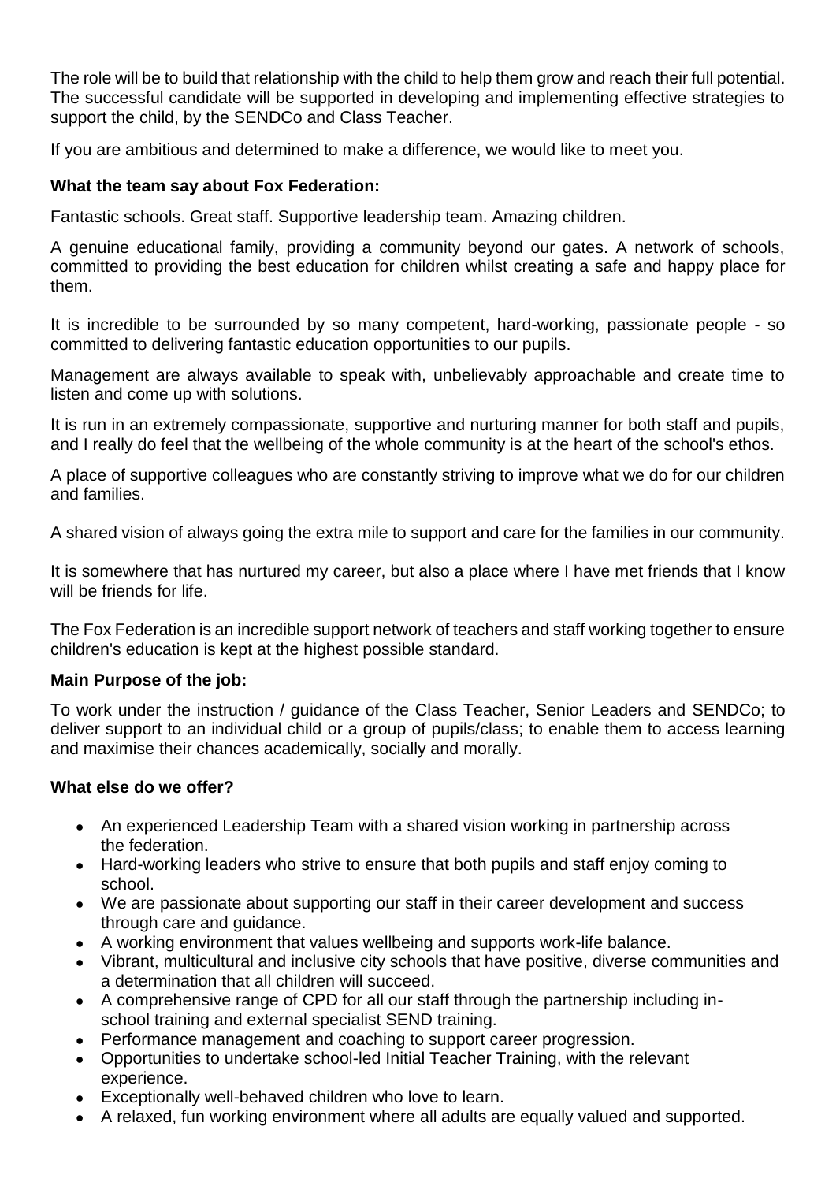The role will be to build that relationship with the child to help them grow and reach their full potential. The successful candidate will be supported in developing and implementing effective strategies to support the child, by the SENDCo and Class Teacher.

If you are ambitious and determined to make a difference, we would like to meet you.

**What the team say about Fox Federation:**

Fantastic schools. Great staff. Supportive leadership team. Amazing children.

A genuine educational family, providing a community beyond our gates. A network of schools, committed to providing the best education for children whilst creating a safe and happy place for them.

It is incredible to be surrounded by so many competent, hard-working, passionate people - so committed to delivering fantastic education opportunities to our pupils.

Management are always available to speak with, unbelievably approachable and create time to listen and come up with solutions.

It is run in an extremely compassionate, supportive and nurturing manner for both staff and pupils, and I really do feel that the wellbeing of the whole community is at the heart of the school's ethos.

A place of supportive colleagues who are constantly striving to improve what we do for our children and families.

A shared vision of always going the extra mile to support and care for the families in our community.

It is somewhere that has nurtured my career, but also a place where I have met friends that I know will be friends for life.

The Fox Federation is an incredible support network of teachers and staff working together to ensure children's education is kept at the highest possible standard.

**Main Purpose of the job:**

To work under the instruction / guidance of the Class Teacher, Senior Leaders and SENDCo; to deliver support to an individual child or a group of pupils/class; to enable them to access learning and maximise their chances academically, socially and morally.

**What else do we offer?**

- An experienced Leadership Team with a shared vision working in partnership across the federation.
- Hard-working leaders who strive to ensure that both pupils and staff enjoy coming to school.
- We are passionate about supporting our staff in their career development and success through care and guidance.
- A working environment that values wellbeing and supports work-life balance.
- Vibrant, multicultural and inclusive city schools that have positive, diverse communities and a determination that all children will succeed.
- A comprehensive range of CPD for all our staff through the partnership including in-school training and external specialist SEND training.
- Performance management and coaching to support career progression.
- Opportunities to undertake school-led Initial Teacher Training, with the relevant experience.
- Exceptionally well-behaved children who love to learn.
- A relaxed, fun working environment where all adults are equally valued and supported.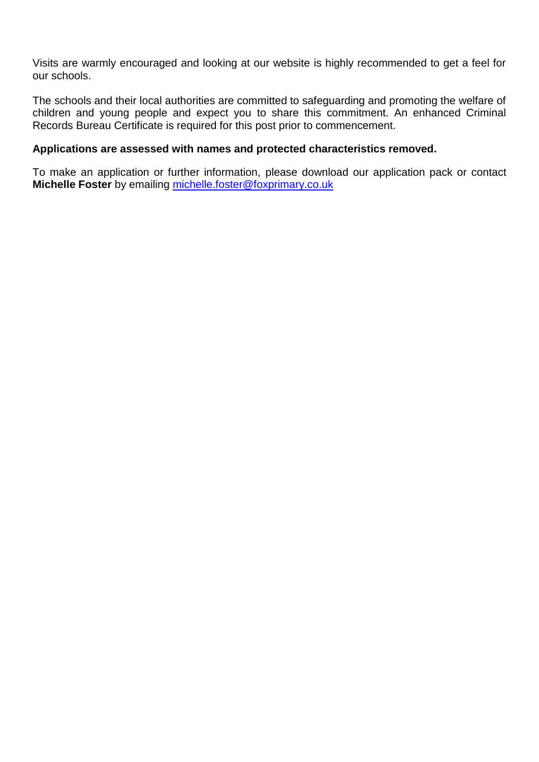Visits are warmly encouraged and looking at our website is highly recommended to get a feel for our schools.

The schools and their local authorities are committed to safeguarding and promoting the welfare of children and young people and expect you to share this commitment. An enhanced Criminal Records Bureau Certificate is required for this post prior to commencement.

**Applications are assessed with names and protected characteristics removed.**

To make an application or further information, please download our application pack or contact **Michelle Foster** by emailing [michelle.foster@foxprimary.co.uk](mailto:michelle.foster@foxprimary.co.uk)